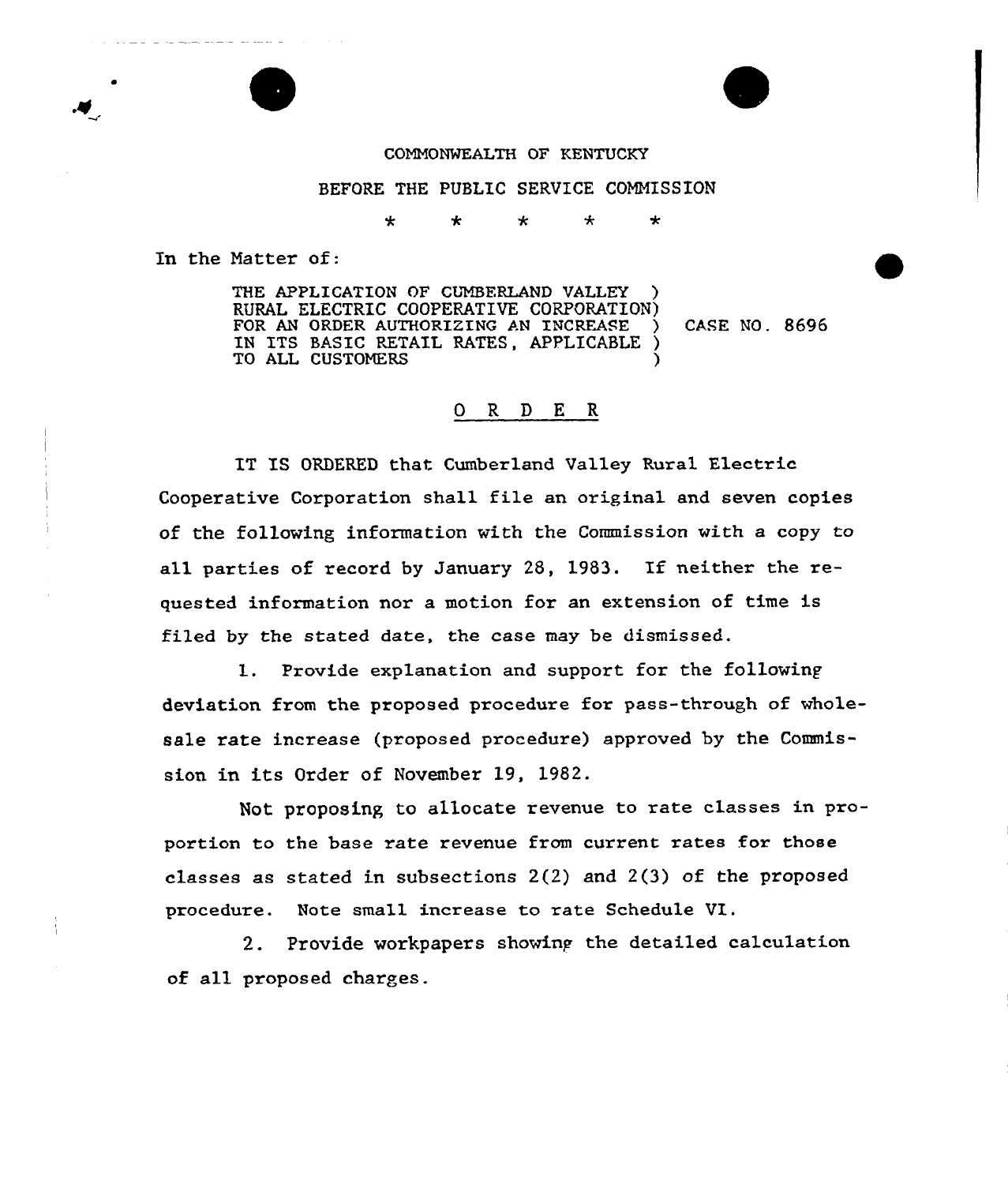COMMONWEALTH OF KENTUCKY

BEFORE THE PUBLIC SERVICE COMMISSION

\* \* \* \* \*

In the Matter of:

THE APPLICATION OF CUMBERLAND VALLEY RURAL ELECTRIC COOPERATIVE CORPORATION FOR AN ORDER AUTHORIZING AN INCREASE IN ITS BASIC RETAIL RATES, APPLICABLE TO ALL CUSTOMERS ) CASE NO. 8696

## O R D E R

IT IS ORDERED that Cumberland Valley Rural Electric Cooperative Corporation shall file an original and seven copies of the following information with the Commission with a copy to all parties of record by January 28, 1983. If neither the requested information nor a motion for an extension of time is filed by the stated date, the case may be dismissed.

1. Provide explanation and support for the following deviation from the proposed procedure for pass-through of wholesale rate increase (proposed procedure) approved by the Commission in its Order of November 19, 1982.

   Not proposing to allocate revenue to rate classes in proportion to the base rate revenue from current rates for those classes as stated in subsections 2(2) and 2(3) of the proposed procedure. Note small increase to rate Schedule VI.

2. Provide workpapers showing the detailed calculation of all proposed charges.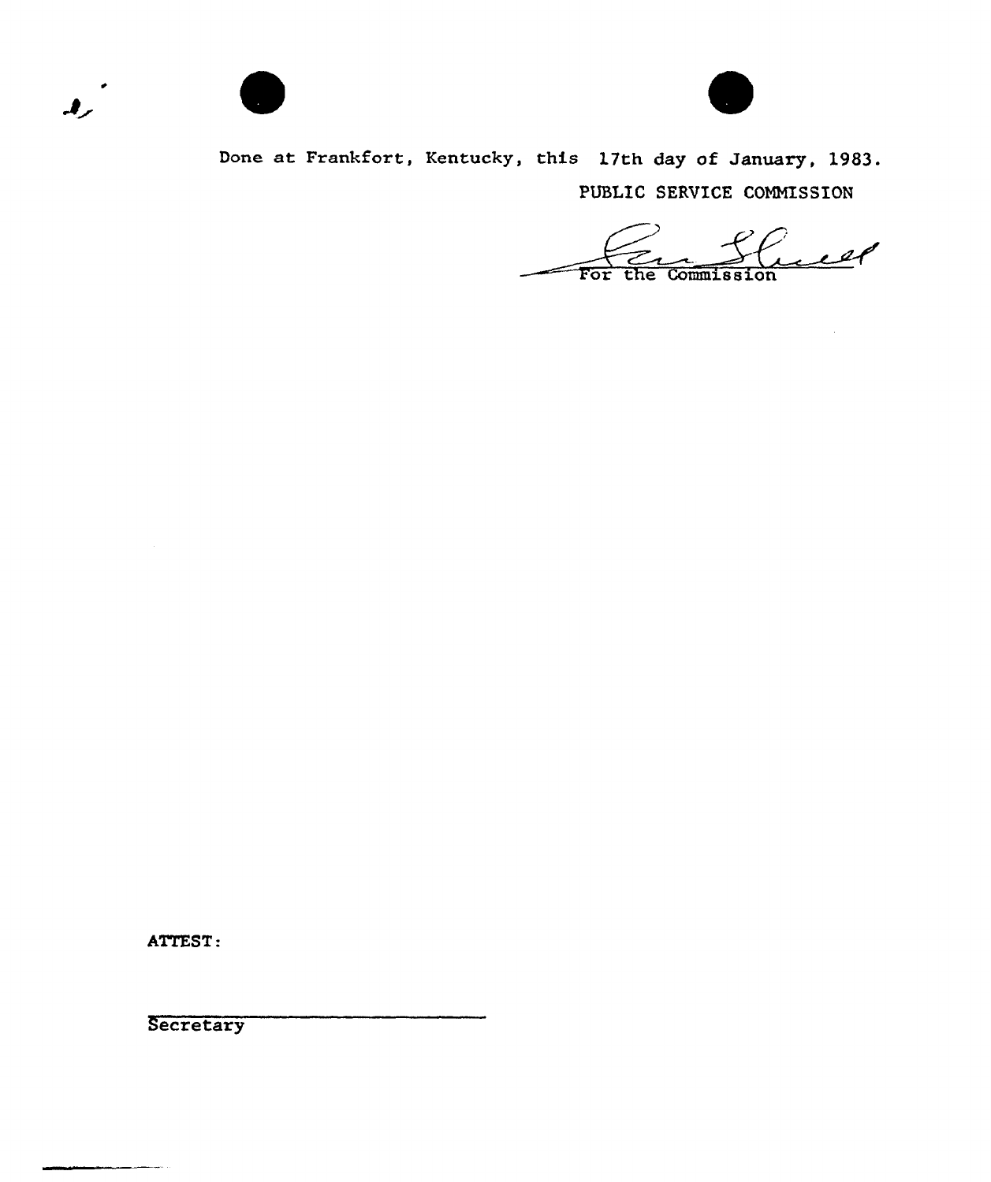Done at Frankfort, Kentucky, this 17th day of January, 1983.

PUBLIC SERVICE COMMISSION

For the Commission

ATTEST:

Secretary